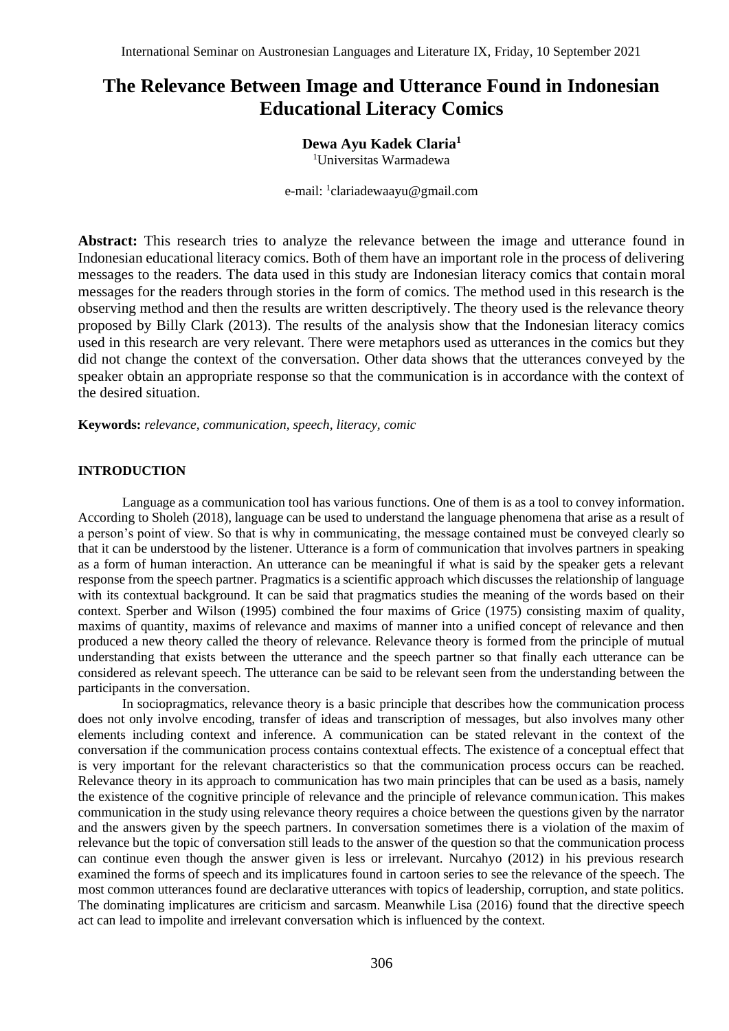# The Relevance Between Image and Utterance Found in Indonesian Educational Literacy Comics

**Dewa Ayu Kadek Claria**[1]
[1]Universitas Warmadewa

e-mail: [1]clariadewaayu@gmail.com

**Abstract:** This research tries to analyze the relevance between the image and utterance found in Indonesian educational literacy comics. Both of them have an important role in the process of delivering messages to the readers. The data used in this study are Indonesian literacy comics that contain moral messages for the readers through stories in the form of comics. The method used in this research is the observing method and then the results are written descriptively. The theory used is the relevance theory proposed by Billy Clark (2013). The results of the analysis show that the Indonesian literacy comics used in this research are very relevant. There were metaphors used as utterances in the comics but they did not change the context of the conversation. Other data shows that the utterances conveyed by the speaker obtain an appropriate response so that the communication is in accordance with the context of the desired situation.

**Keywords:** *relevance, communication, speech, literacy, comic*

## INTRODUCTION

Language as a communication tool has various functions. One of them is as a tool to convey information. According to Sholeh (2018), language can be used to understand the language phenomena that arise as a result of a person's point of view. So that is why in communicating, the message contained must be conveyed clearly so that it can be understood by the listener. Utterance is a form of communication that involves partners in speaking as a form of human interaction. An utterance can be meaningful if what is said by the speaker gets a relevant response from the speech partner. Pragmatics is a scientific approach which discusses the relationship of language with its contextual background. It can be said that pragmatics studies the meaning of the words based on their context. Sperber and Wilson (1995) combined the four maxims of Grice (1975) consisting maxim of quality, maxims of quantity, maxims of relevance and maxims of manner into a unified concept of relevance and then produced a new theory called the theory of relevance. Relevance theory is formed from the principle of mutual understanding that exists between the utterance and the speech partner so that finally each utterance can be considered as relevant speech. The utterance can be said to be relevant seen from the understanding between the participants in the conversation.

In sociopragmatics, relevance theory is a basic principle that describes how the communication process does not only involve encoding, transfer of ideas and transcription of messages, but also involves many other elements including context and inference. A communication can be stated relevant in the context of the conversation if the communication process contains contextual effects. The existence of a conceptual effect that is very important for the relevant characteristics so that the communication process occurs can be reached. Relevance theory in its approach to communication has two main principles that can be used as a basis, namely the existence of the cognitive principle of relevance and the principle of relevance communication. This makes communication in the study using relevance theory requires a choice between the questions given by the narrator and the answers given by the speech partners. In conversation sometimes there is a violation of the maxim of relevance but the topic of conversation still leads to the answer of the question so that the communication process can continue even though the answer given is less or irrelevant. Nurcahyo (2012) in his previous research examined the forms of speech and its implicatures found in cartoon series to see the relevance of the speech. The most common utterances found are declarative utterances with topics of leadership, corruption, and state politics. The dominating implicatures are criticism and sarcasm. Meanwhile Lisa (2016) found that the directive speech act can lead to impolite and irrelevant conversation which is influenced by the context.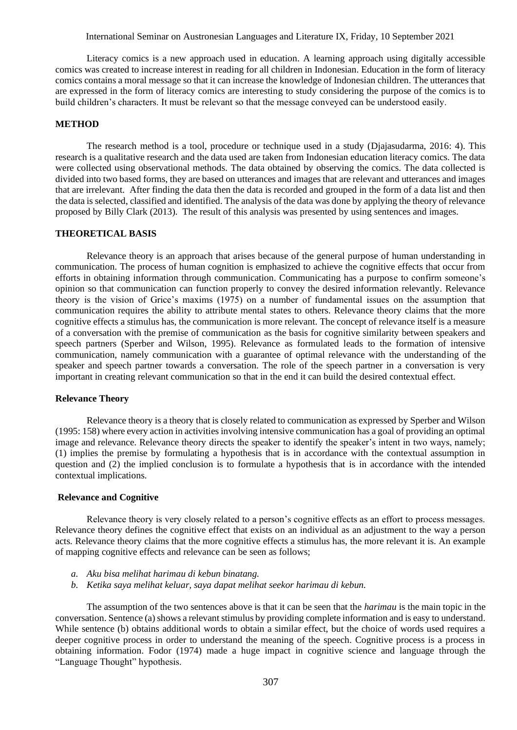Literacy comics is a new approach used in education. A learning approach using digitally accessible comics was created to increase interest in reading for all children in Indonesian. Education in the form of literacy comics contains a moral message so that it can increase the knowledge of Indonesian children. The utterances that are expressed in the form of literacy comics are interesting to study considering the purpose of the comics is to build children's characters. It must be relevant so that the message conveyed can be understood easily.

## METHOD

The research method is a tool, procedure or technique used in a study (Djajasudarma, 2016: 4). This research is a qualitative research and the data used are taken from Indonesian education literacy comics. The data were collected using observational methods. The data obtained by observing the comics. The data collected is divided into two based forms, they are based on utterances and images that are relevant and utterances and images that are irrelevant. After finding the data then the data is recorded and grouped in the form of a data list and then the data is selected, classified and identified. The analysis of the data was done by applying the theory of relevance proposed by Billy Clark (2013). The result of this analysis was presented by using sentences and images.

## THEORETICAL BASIS

Relevance theory is an approach that arises because of the general purpose of human understanding in communication. The process of human cognition is emphasized to achieve the cognitive effects that occur from efforts in obtaining information through communication. Communicating has a purpose to confirm someone's opinion so that communication can function properly to convey the desired information relevantly. Relevance theory is the vision of Grice's maxims (1975) on a number of fundamental issues on the assumption that communication requires the ability to attribute mental states to others. Relevance theory claims that the more cognitive effects a stimulus has, the communication is more relevant. The concept of relevance itself is a measure of a conversation with the premise of communication as the basis for cognitive similarity between speakers and speech partners (Sperber and Wilson, 1995). Relevance as formulated leads to the formation of intensive communication, namely communication with a guarantee of optimal relevance with the understanding of the speaker and speech partner towards a conversation. The role of the speech partner in a conversation is very important in creating relevant communication so that in the end it can build the desired contextual effect.

### Relevance Theory

Relevance theory is a theory that is closely related to communication as expressed by Sperber and Wilson (1995: 158) where every action in activities involving intensive communication has a goal of providing an optimal image and relevance. Relevance theory directs the speaker to identify the speaker's intent in two ways, namely; (1) implies the premise by formulating a hypothesis that is in accordance with the contextual assumption in question and (2) the implied conclusion is to formulate a hypothesis that is in accordance with the intended contextual implications.

### Relevance and Cognitive

Relevance theory is very closely related to a person's cognitive effects as an effort to process messages. Relevance theory defines the cognitive effect that exists on an individual as an adjustment to the way a person acts. Relevance theory claims that the more cognitive effects a stimulus has, the more relevant it is. An example of mapping cognitive effects and relevance can be seen as follows;

*a. Aku bisa melihat harimau di kebun binatang.*
*b. Ketika saya melihat keluar, saya dapat melihat seekor harimau di kebun.*

The assumption of the two sentences above is that it can be seen that the *harimau* is the main topic in the conversation. Sentence (a) shows a relevant stimulus by providing complete information and is easy to understand. While sentence (b) obtains additional words to obtain a similar effect, but the choice of words used requires a deeper cognitive process in order to understand the meaning of the speech. Cognitive process is a process in obtaining information. Fodor (1974) made a huge impact in cognitive science and language through the "Language Thought" hypothesis.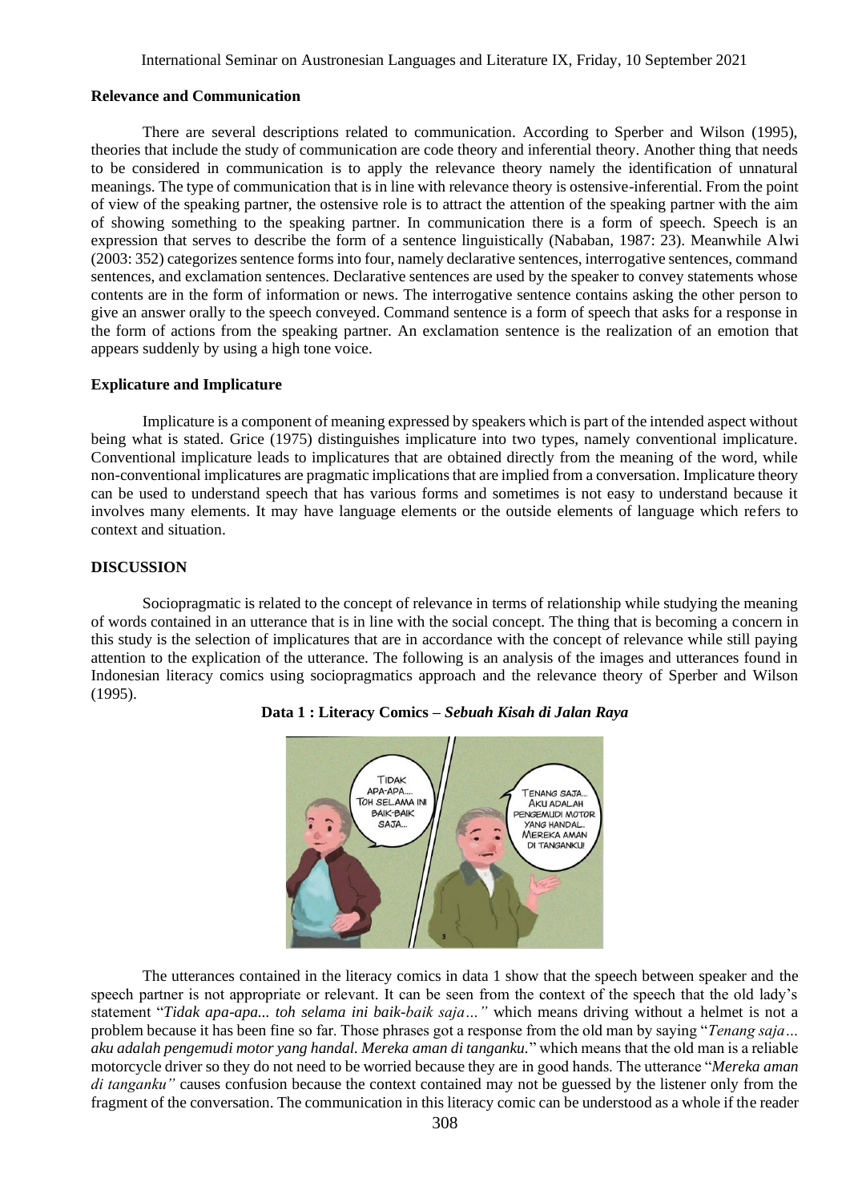### Relevance and Communication

There are several descriptions related to communication. According to Sperber and Wilson (1995), theories that include the study of communication are code theory and inferential theory. Another thing that needs to be considered in communication is to apply the relevance theory namely the identification of unnatural meanings. The type of communication that is in line with relevance theory is ostensive-inferential. From the point of view of the speaking partner, the ostensive role is to attract the attention of the speaking partner with the aim of showing something to the speaking partner. In communication there is a form of speech. Speech is an expression that serves to describe the form of a sentence linguistically (Nababan, 1987: 23). Meanwhile Alwi (2003: 352) categorizes sentence forms into four, namely declarative sentences, interrogative sentences, command sentences, and exclamation sentences. Declarative sentences are used by the speaker to convey statements whose contents are in the form of information or news. The interrogative sentence contains asking the other person to give an answer orally to the speech conveyed. Command sentence is a form of speech that asks for a response in the form of actions from the speaking partner. An exclamation sentence is the realization of an emotion that appears suddenly by using a high tone voice.

### Explicature and Implicature

Implicature is a component of meaning expressed by speakers which is part of the intended aspect without being what is stated. Grice (1975) distinguishes implicature into two types, namely conventional implicature. Conventional implicature leads to implicatures that are obtained directly from the meaning of the word, while non-conventional implicatures are pragmatic implications that are implied from a conversation. Implicature theory can be used to understand speech that has various forms and sometimes is not easy to understand because it involves many elements. It may have language elements or the outside elements of language which refers to context and situation.

## DISCUSSION

Sociopragmatic is related to the concept of relevance in terms of relationship while studying the meaning of words contained in an utterance that is in line with the social concept. The thing that is becoming a concern in this study is the selection of implicatures that are in accordance with the concept of relevance while still paying attention to the explication of the utterance. The following is an analysis of the images and utterances found in Indonesian literacy comics using sociopragmatics approach and the relevance theory of Sperber and Wilson (1995).

**Data 1 : Literacy Comics – *Sebuah Kisah di Jalan Raya***

The utterances contained in the literacy comics in data 1 show that the speech between speaker and the speech partner is not appropriate or relevant. It can be seen from the context of the speech that the old lady's statement "*Tidak apa-apa... toh selama ini baik-baik saja…"* which means driving without a helmet is not a problem because it has been fine so far. Those phrases got a response from the old man by saying "*Tenang saja… aku adalah pengemudi motor yang handal. Mereka aman di tanganku.*" which means that the old man is a reliable motorcycle driver so they do not need to be worried because they are in good hands. The utterance "*Mereka aman di tanganku"* causes confusion because the context contained may not be guessed by the listener only from the fragment of the conversation. The communication in this literacy comic can be understood as a whole if the reader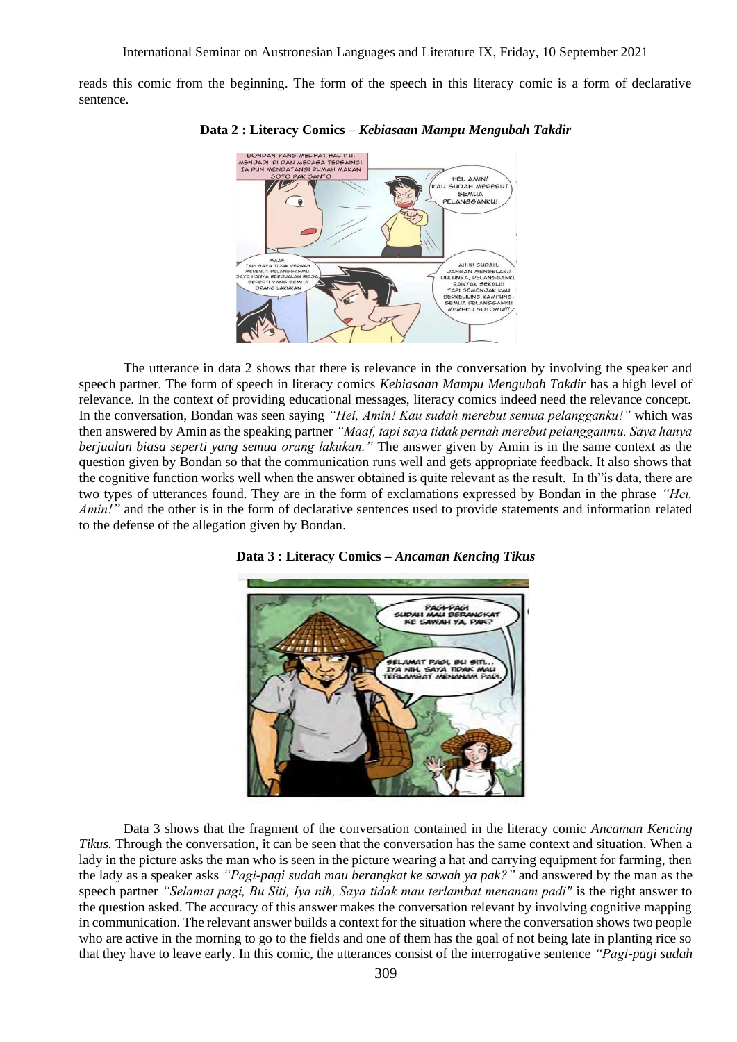reads this comic from the beginning. The form of the speech in this literacy comic is a form of declarative sentence.

**Data 2 : Literacy Comics – *Kebiasaan Mampu Mengubah Takdir***

The utterance in data 2 shows that there is relevance in the conversation by involving the speaker and speech partner. The form of speech in literacy comics *Kebiasaan Mampu Mengubah Takdir* has a high level of relevance. In the context of providing educational messages, literacy comics indeed need the relevance concept. In the conversation, Bondan was seen saying *"Hei, Amin! Kau sudah merebut semua pelangganku!"* which was then answered by Amin as the speaking partner *"Maaf, tapi saya tidak pernah merebut pelangganmu. Saya hanya berjualan biasa seperti yang semua orang lakukan."* The answer given by Amin is in the same context as the question given by Bondan so that the communication runs well and gets appropriate feedback. It also shows that the cognitive function works well when the answer obtained is quite relevant as the result. In th"is data, there are two types of utterances found. They are in the form of exclamations expressed by Bondan in the phrase *"Hei, Amin!"* and the other is in the form of declarative sentences used to provide statements and information related to the defense of the allegation given by Bondan.

**Data 3 : Literacy Comics – *Ancaman Kencing Tikus***

Data 3 shows that the fragment of the conversation contained in the literacy comic *Ancaman Kencing Tikus.* Through the conversation, it can be seen that the conversation has the same context and situation. When a lady in the picture asks the man who is seen in the picture wearing a hat and carrying equipment for farming, then the lady as a speaker asks *"Pagi-pagi sudah mau berangkat ke sawah ya pak?"* and answered by the man as the speech partner *"Selamat pagi, Bu Siti, Iya nih, Saya tidak mau terlambat menanam padi"* is the right answer to the question asked. The accuracy of this answer makes the conversation relevant by involving cognitive mapping in communication. The relevant answer builds a context for the situation where the conversation shows two people who are active in the morning to go to the fields and one of them has the goal of not being late in planting rice so that they have to leave early. In this comic, the utterances consist of the interrogative sentence *"Pagi-pagi sudah*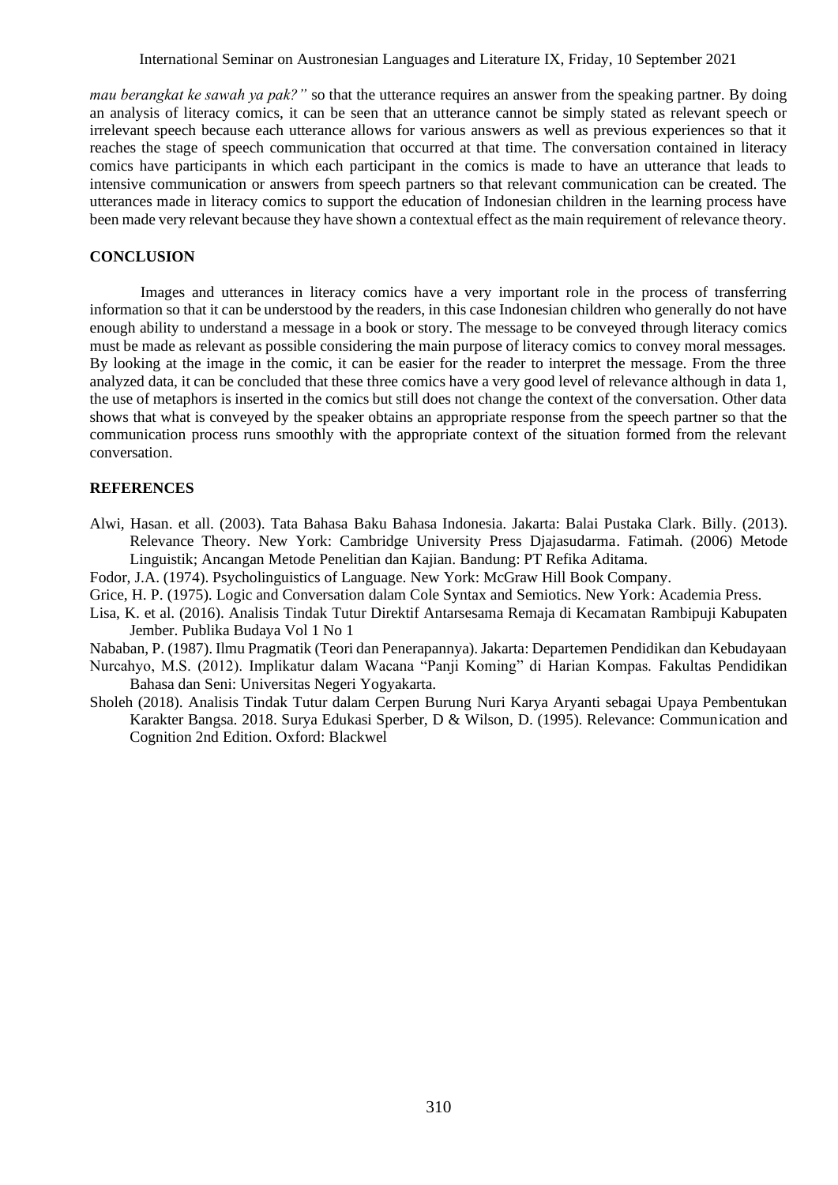*mau berangkat ke sawah ya pak?"* so that the utterance requires an answer from the speaking partner. By doing an analysis of literacy comics, it can be seen that an utterance cannot be simply stated as relevant speech or irrelevant speech because each utterance allows for various answers as well as previous experiences so that it reaches the stage of speech communication that occurred at that time. The conversation contained in literacy comics have participants in which each participant in the comics is made to have an utterance that leads to intensive communication or answers from speech partners so that relevant communication can be created. The utterances made in literacy comics to support the education of Indonesian children in the learning process have been made very relevant because they have shown a contextual effect as the main requirement of relevance theory.

## CONCLUSION

Images and utterances in literacy comics have a very important role in the process of transferring information so that it can be understood by the readers, in this case Indonesian children who generally do not have enough ability to understand a message in a book or story. The message to be conveyed through literacy comics must be made as relevant as possible considering the main purpose of literacy comics to convey moral messages. By looking at the image in the comic, it can be easier for the reader to interpret the message. From the three analyzed data, it can be concluded that these three comics have a very good level of relevance although in data 1, the use of metaphors is inserted in the comics but still does not change the context of the conversation. Other data shows that what is conveyed by the speaker obtains an appropriate response from the speech partner so that the communication process runs smoothly with the appropriate context of the situation formed from the relevant conversation.

## REFERENCES

Alwi, Hasan. et all. (2003). Tata Bahasa Baku Bahasa Indonesia. Jakarta: Balai Pustaka Clark. Billy. (2013). Relevance Theory. New York: Cambridge University Press Djajasudarma. Fatimah. (2006) Metode Linguistik; Ancangan Metode Penelitian dan Kajian. Bandung: PT Refika Aditama.

Fodor, J.A. (1974). Psycholinguistics of Language. New York: McGraw Hill Book Company.

Grice, H. P. (1975). Logic and Conversation dalam Cole Syntax and Semiotics. New York: Academia Press.

Lisa, K. et al. (2016). Analisis Tindak Tutur Direktif Antarsesama Remaja di Kecamatan Rambipuji Kabupaten Jember. Publika Budaya Vol 1 No 1

Nababan, P. (1987). Ilmu Pragmatik (Teori dan Penerapannya). Jakarta: Departemen Pendidikan dan Kebudayaan

Nurcahyo, M.S. (2012). Implikatur dalam Wacana "Panji Koming" di Harian Kompas. Fakultas Pendidikan Bahasa dan Seni: Universitas Negeri Yogyakarta.

Sholeh (2018). Analisis Tindak Tutur dalam Cerpen Burung Nuri Karya Aryanti sebagai Upaya Pembentukan Karakter Bangsa. 2018. Surya Edukasi Sperber, D & Wilson, D. (1995). Relevance: Communication and Cognition 2nd Edition. Oxford: Blackwel